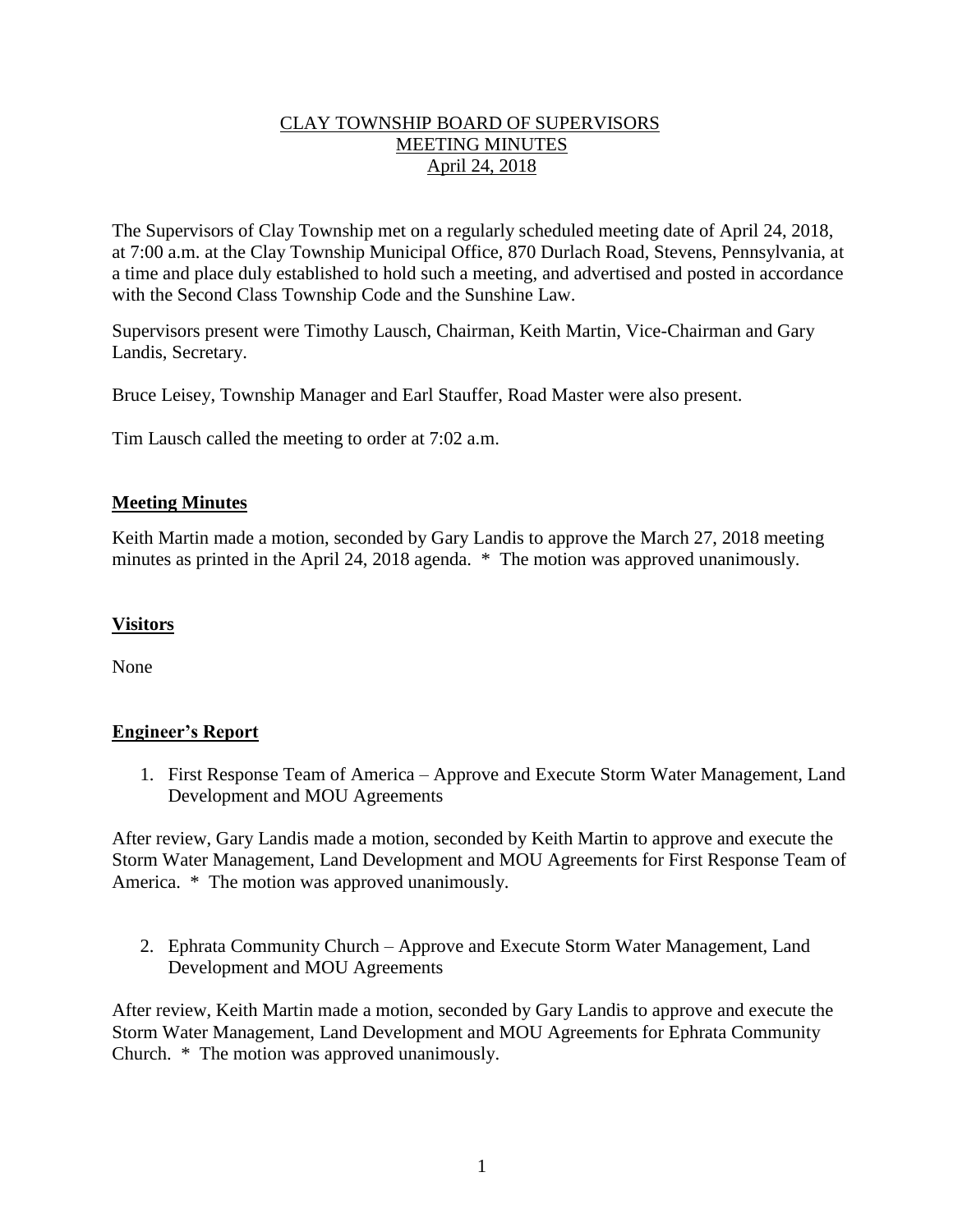# CLAY TOWNSHIP BOARD OF SUPERVISORS
# MEETING MINUTES
# April 24, 2018

The Supervisors of Clay Township met on a regularly scheduled meeting date of April 24, 2018, at 7:00 a.m. at the Clay Township Municipal Office, 870 Durlach Road, Stevens, Pennsylvania, at a time and place duly established to hold such a meeting, and advertised and posted in accordance with the Second Class Township Code and the Sunshine Law.

Supervisors present were Timothy Lausch, Chairman, Keith Martin, Vice-Chairman and Gary Landis, Secretary.

Bruce Leisey, Township Manager and Earl Stauffer, Road Master were also present.

Tim Lausch called the meeting to order at 7:02 a.m.

## Meeting Minutes

Keith Martin made a motion, seconded by Gary Landis to approve the March 27, 2018 meeting minutes as printed in the April 24, 2018 agenda. * The motion was approved unanimously.

## Visitors

None

## Engineer's Report

1. First Response Team of America – Approve and Execute Storm Water Management, Land Development and MOU Agreements

After review, Gary Landis made a motion, seconded by Keith Martin to approve and execute the Storm Water Management, Land Development and MOU Agreements for First Response Team of America. * The motion was approved unanimously.

2. Ephrata Community Church – Approve and Execute Storm Water Management, Land Development and MOU Agreements

After review, Keith Martin made a motion, seconded by Gary Landis to approve and execute the Storm Water Management, Land Development and MOU Agreements for Ephrata Community Church. * The motion was approved unanimously.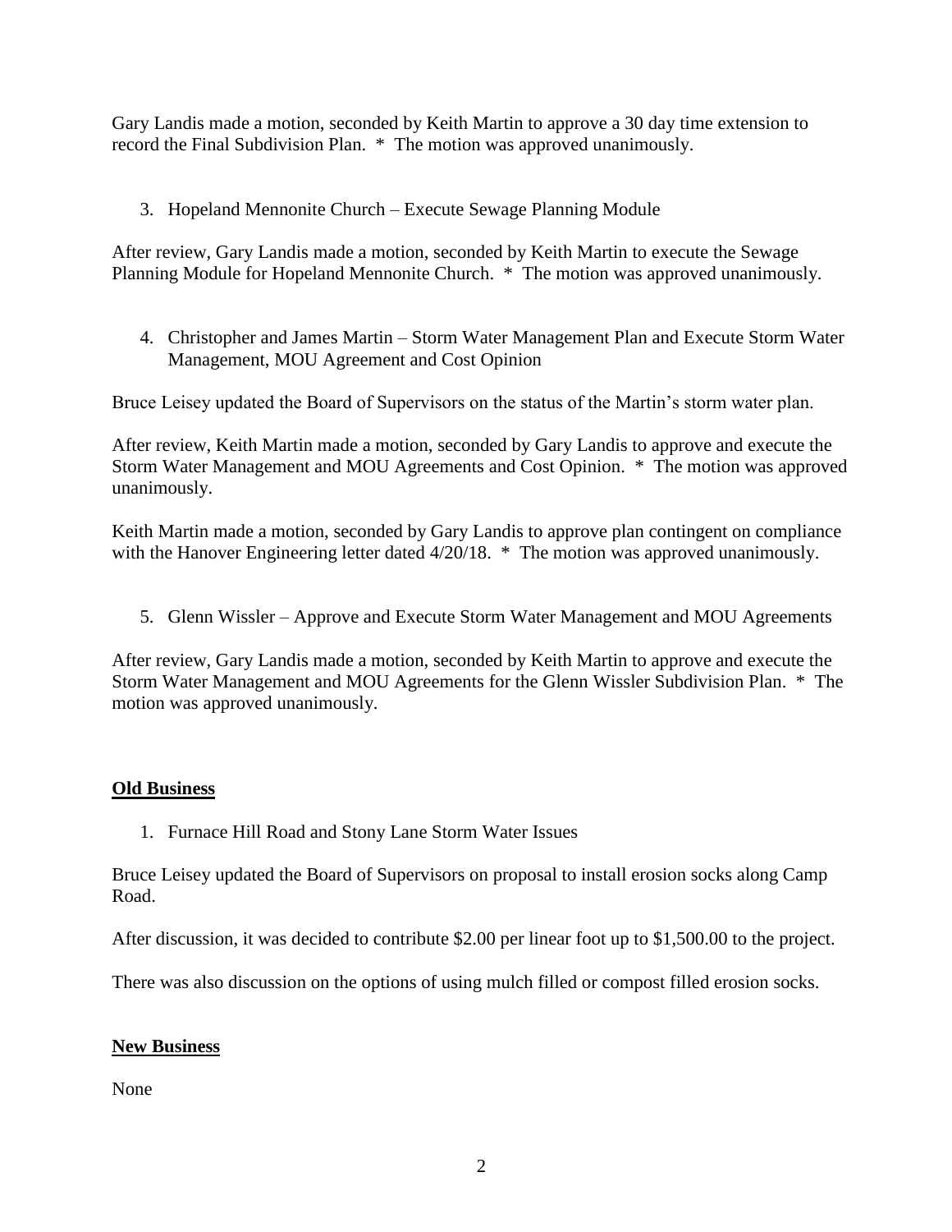Gary Landis made a motion, seconded by Keith Martin to approve a 30 day time extension to record the Final Subdivision Plan. * The motion was approved unanimously.

3. Hopeland Mennonite Church – Execute Sewage Planning Module

After review, Gary Landis made a motion, seconded by Keith Martin to execute the Sewage Planning Module for Hopeland Mennonite Church. * The motion was approved unanimously.

4. Christopher and James Martin – Storm Water Management Plan and Execute Storm Water Management, MOU Agreement and Cost Opinion

Bruce Leisey updated the Board of Supervisors on the status of the Martin's storm water plan.

After review, Keith Martin made a motion, seconded by Gary Landis to approve and execute the Storm Water Management and MOU Agreements and Cost Opinion. * The motion was approved unanimously.

Keith Martin made a motion, seconded by Gary Landis to approve plan contingent on compliance with the Hanover Engineering letter dated 4/20/18. * The motion was approved unanimously.

5. Glenn Wissler – Approve and Execute Storm Water Management and MOU Agreements

After review, Gary Landis made a motion, seconded by Keith Martin to approve and execute the Storm Water Management and MOU Agreements for the Glenn Wissler Subdivision Plan. * The motion was approved unanimously.

**Old Business**

1. Furnace Hill Road and Stony Lane Storm Water Issues

Bruce Leisey updated the Board of Supervisors on proposal to install erosion socks along Camp Road.

After discussion, it was decided to contribute $2.00 per linear foot up to $1,500.00 to the project.

There was also discussion on the options of using mulch filled or compost filled erosion socks.

**New Business**

None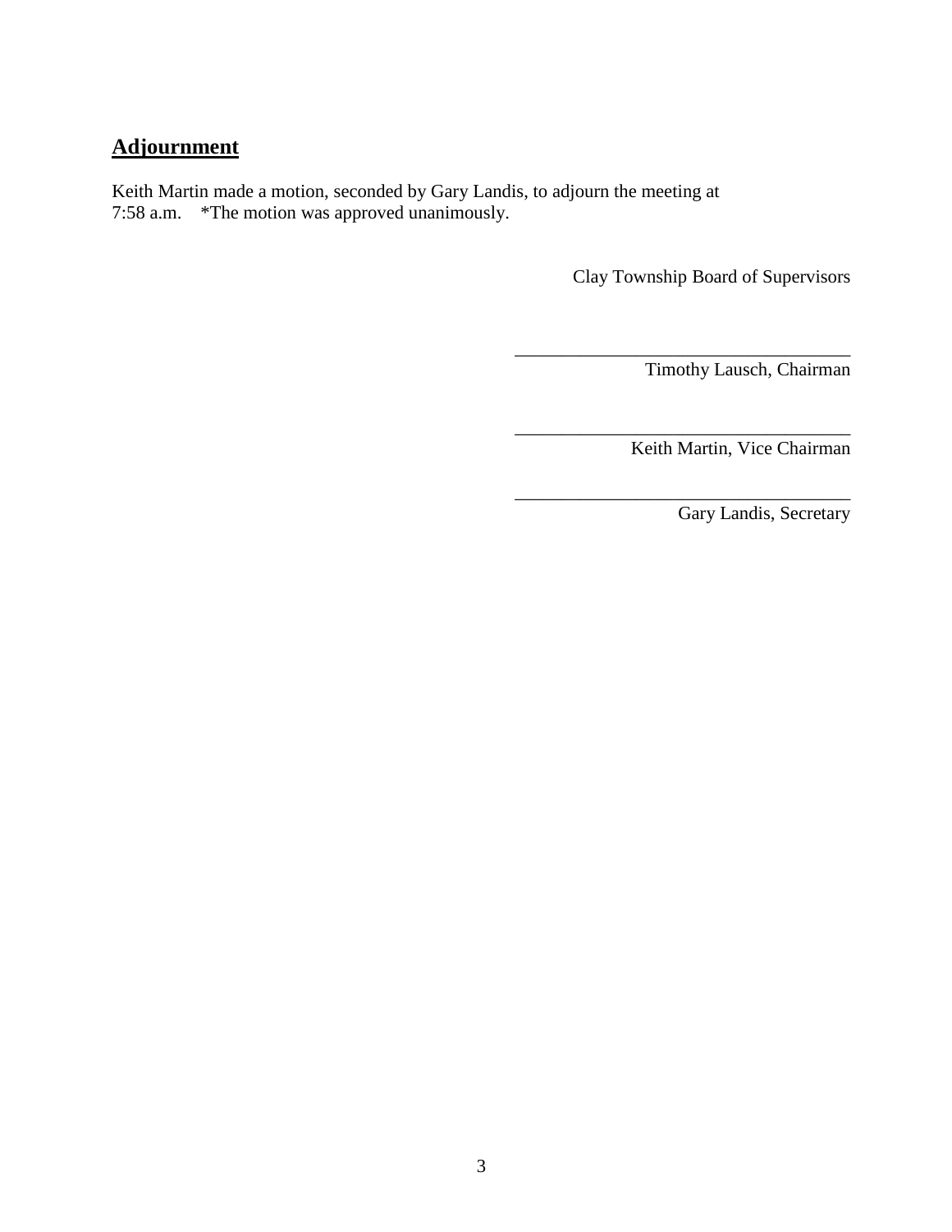## Adjournment

Keith Martin made a motion, seconded by Gary Landis, to adjourn the meeting at 7:58 a.m. *The motion was approved unanimously.

Clay Township Board of Supervisors

\_\_\_\_\_\_\_\_\_\_\_\_\_\_\_\_\_\_\_\_\_\_\_\_\_\_\_\_\_\_\_\_\_\_\_\_\_
Timothy Lausch, Chairman

\_\_\_\_\_\_\_\_\_\_\_\_\_\_\_\_\_\_\_\_\_\_\_\_\_\_\_\_\_\_\_\_\_\_\_\_\_
Keith Martin, Vice Chairman

\_\_\_\_\_\_\_\_\_\_\_\_\_\_\_\_\_\_\_\_\_\_\_\_\_\_\_\_\_\_\_\_\_\_\_\_\_
Gary Landis, Secretary